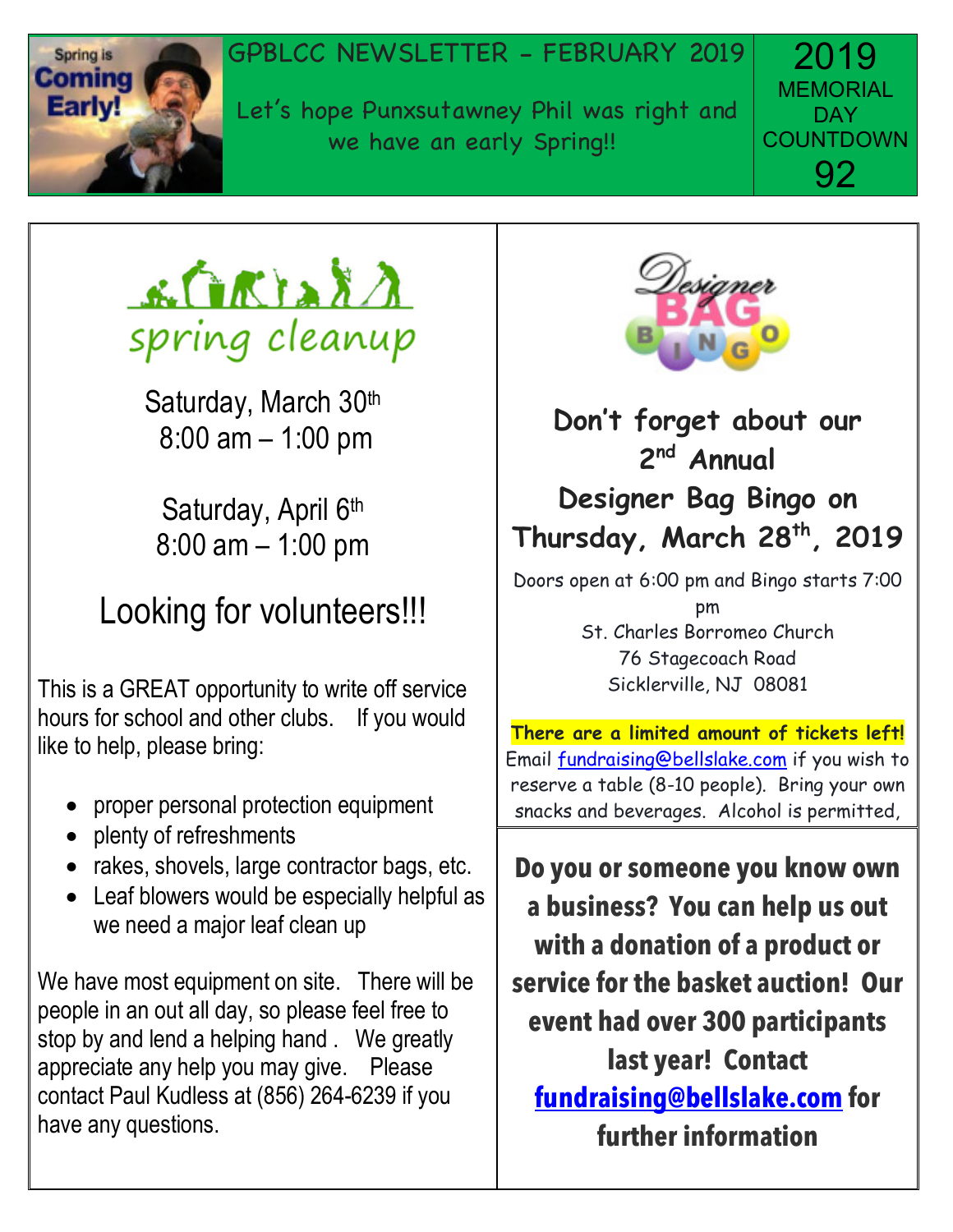# GPBLCC NEWSLETTER – FEBRUARY 2019

Let's hope Punxsutawney Phil was right and we have an early Spring!!

**2019 MEMORIAL DAY COUNTDOWN 92**

## spring cleanup

Saturday, March 30th
8:00 am – 1:00 pm

Saturday, April 6th
8:00 am – 1:00 pm

### Looking for volunteers!!!

This is a GREAT opportunity to write off service hours for school and other clubs. If you would like to help, please bring:

- proper personal protection equipment
- plenty of refreshments
- rakes, shovels, large contractor bags, etc.
- Leaf blowers would be especially helpful as we need a major leaf clean up

We have most equipment on site. There will be people in an out all day, so please feel free to stop by and lend a helping hand . We greatly appreciate any help you may give. Please contact Paul Kudless at (856) 264-6239 if you have any questions.

## Designer BAG BINGO

**Don't forget about our 2nd Annual Designer Bag Bingo on Thursday, March 28th, 2019**

Doors open at 6:00 pm and Bingo starts 7:00 pm
St. Charles Borromeo Church
76 Stagecoach Road
Sicklerville, NJ 08081

**There are a limited amount of tickets left!** Email fundraising@bellslake.com if you wish to reserve a table (8-10 people). Bring your own snacks and beverages. Alcohol is permitted,

**Do you or someone you know own a business? You can help us out with a donation of a product or service for the basket auction! Our event had over 300 participants last year! Contact fundraising@bellslake.com for further information**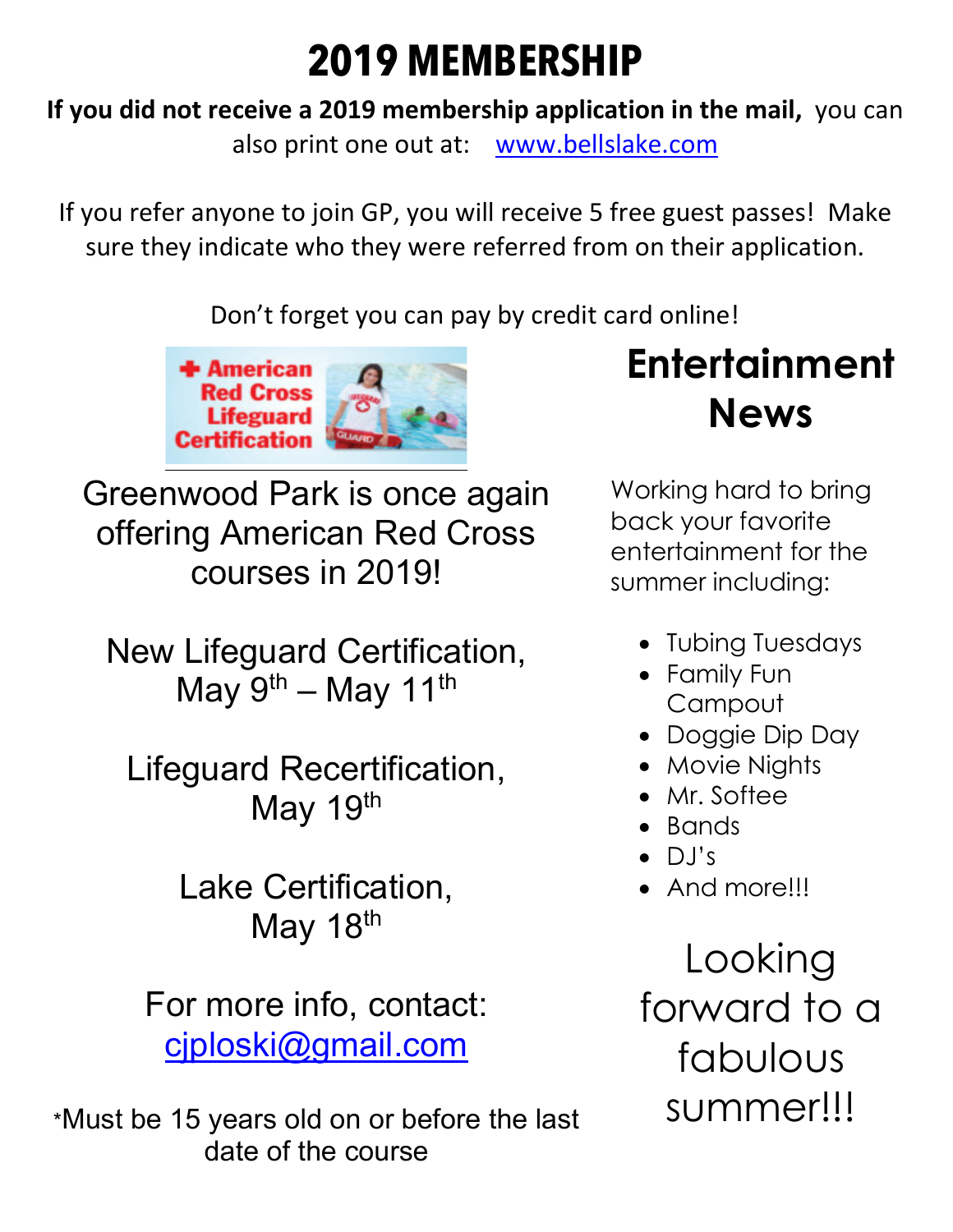# 2019 MEMBERSHIP

**If you did not receive a 2019 membership application in the mail,** you can also print one out at: www.bellslake.com

If you refer anyone to join GP, you will receive 5 free guest passes! Make sure they indicate who they were referred from on their application.

Don't forget you can pay by credit card online!

Greenwood Park is once again offering American Red Cross courses in 2019!

New Lifeguard Certification, May 9th – May 11th

Lifeguard Recertification, May 19th

Lake Certification, May 18th

For more info, contact: cjploski@gmail.com

*Must be 15 years old on or before the last date of the course

## Entertainment News

Working hard to bring back your favorite entertainment for the summer including:

- Tubing Tuesdays
- Family Fun Campout
- Doggie Dip Day
- Movie Nights
- Mr. Softee
- Bands
- DJ's
- And more!!!

Looking forward to a fabulous summer!!!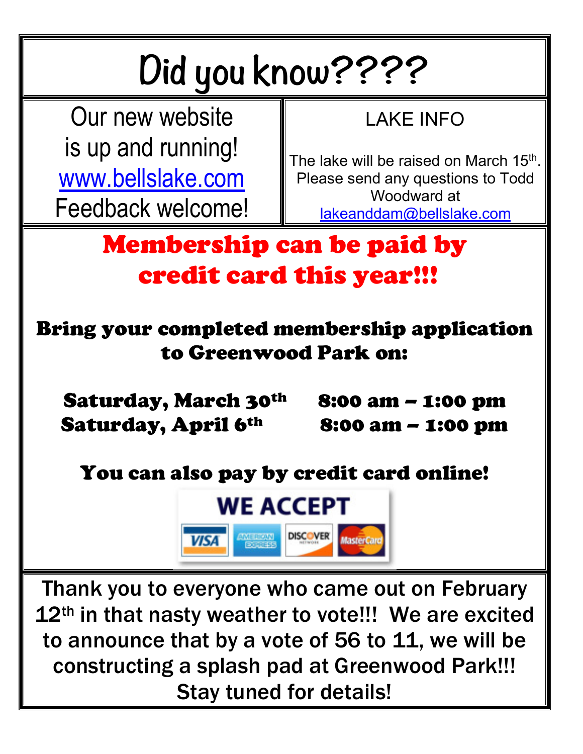# Did you know????

Our new website is up and running!
[www.bellslake.com](http://www.bellslake.com)
Feedback welcome!

LAKE INFO

The lake will be raised on March 15th. Please send any questions to Todd Woodward at lakeanddam@bellslake.com

## Membership can be paid by credit card this year!!!

**Bring your completed membership application to Greenwood Park on:**

**Saturday, March 30th 8:00 am – 1:00 pm**
**Saturday, April 6th 8:00 am – 1:00 pm**

**You can also pay by credit card online!**

WE ACCEPT
VISA AMERICAN EXPRESS DISCOVER NETWORK MasterCard

Thank you to everyone who came out on February 12th in that nasty weather to vote!!! We are excited to announce that by a vote of 56 to 11, we will be constructing a splash pad at Greenwood Park!!! Stay tuned for details!